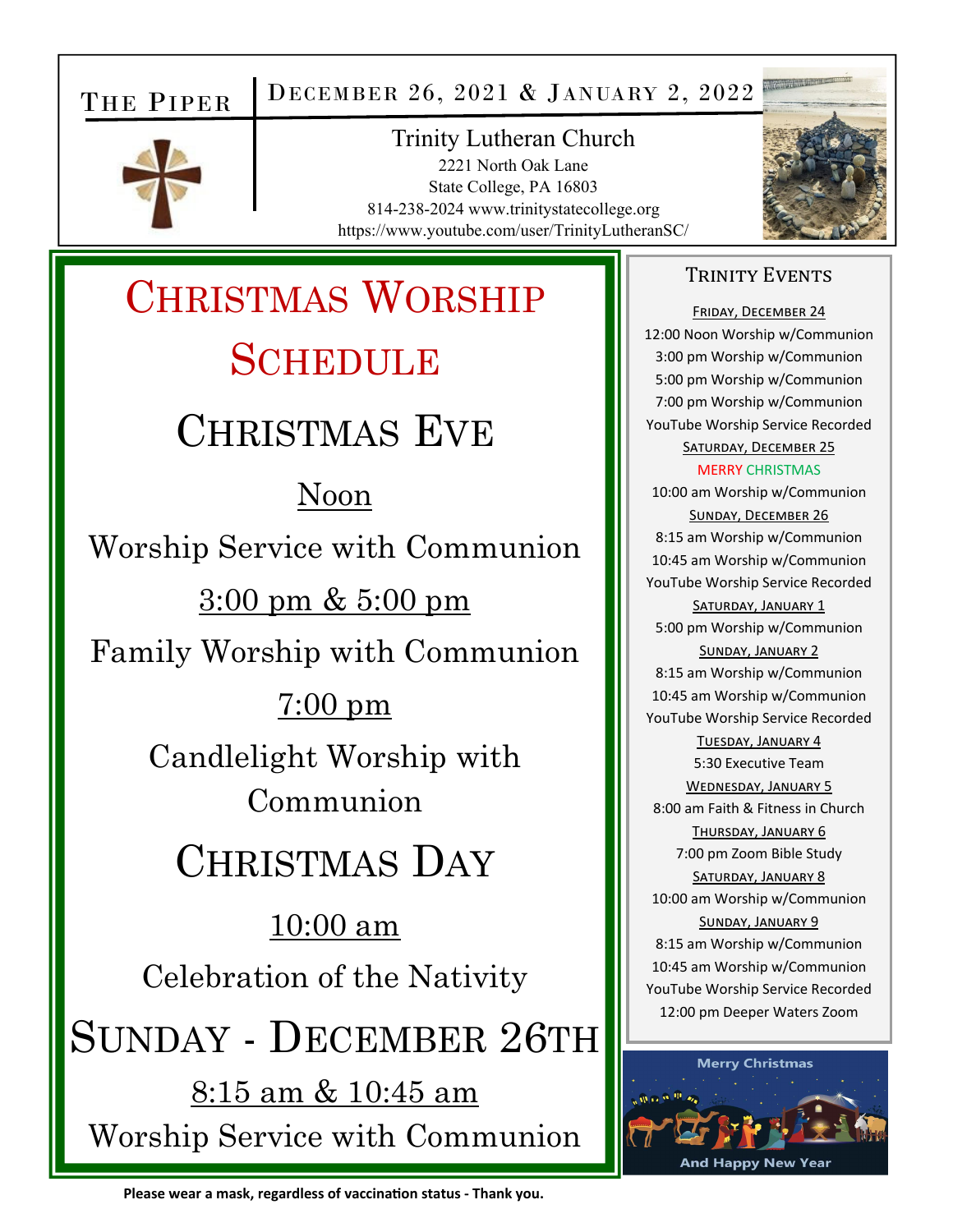# The Piper

December 26, 2021 & January 2, 2022

Trinity Lutheran Church
2221 North Oak Lane
State College, PA 16803
814-238-2024 www.trinitystatecollege.org
https://www.youtube.com/user/TrinityLutheranSC/

## Christmas Worship Schedule

### Christmas Eve

Noon

Worship Service with Communion

3:00 pm & 5:00 pm

Family Worship with Communion

7:00 pm

Candlelight Worship with Communion

### Christmas Day

10:00 am

Celebration of the Nativity

### Sunday - December 26th

8:15 am & 10:45 am

Worship Service with Communion

## Trinity Events

**Friday, December 24**
12:00 Noon Worship w/Communion
3:00 pm Worship w/Communion
5:00 pm Worship w/Communion
7:00 pm Worship w/Communion
YouTube Worship Service Recorded

**Saturday, December 25**
MERRY CHRISTMAS
10:00 am Worship w/Communion

**Sunday, December 26**
8:15 am Worship w/Communion
10:45 am Worship w/Communion
YouTube Worship Service Recorded

**Saturday, January 1**
5:00 pm Worship w/Communion

**Sunday, January 2**
8:15 am Worship w/Communion
10:45 am Worship w/Communion
YouTube Worship Service Recorded

**Tuesday, January 4**
5:30 Executive Team

**Wednesday, January 5**
8:00 am Faith & Fitness in Church

**Thursday, January 6**
7:00 pm Zoom Bible Study

**Saturday, January 8**
10:00 am Worship w/Communion

**Sunday, January 9**
8:15 am Worship w/Communion
10:45 am Worship w/Communion
YouTube Worship Service Recorded
12:00 pm Deeper Waters Zoom

Merry Christmas

And Happy New Year

**Please wear a mask, regardless of vaccination status - Thank you.**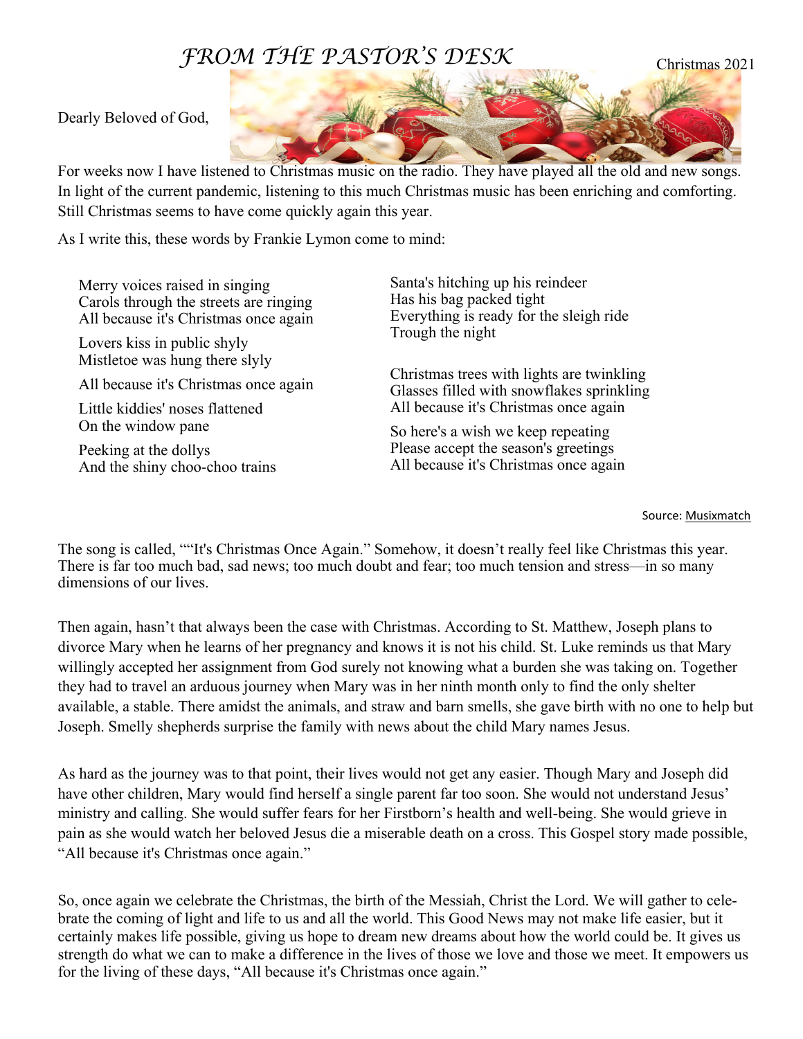# *FROM THE PASTOR'S DESK*

Christmas 2021

Dearly Beloved of God,

For weeks now I have listened to Christmas music on the radio. They have played all the old and new songs. In light of the current pandemic, listening to this much Christmas music has been enriching and comforting. Still Christmas seems to have come quickly again this year.

As I write this, these words by Frankie Lymon come to mind:

Merry voices raised in singing  
Carols through the streets are ringing  
All because it's Christmas once again

Lovers kiss in public shyly  
Mistletoe was hung there slyly

All because it's Christmas once again

Little kiddies' noses flattened  
On the window pane

Peeking at the dollys  
And the shiny choo-choo trains

Santa's hitching up his reindeer  
Has his bag packed tight  
Everything is ready for the sleigh ride  
Trough the night

Christmas trees with lights are twinkling  
Glasses filled with snowflakes sprinkling  
All because it's Christmas once again

So here's a wish we keep repeating  
Please accept the season's greetings  
All because it's Christmas once again

Source: Musixmatch

The song is called, ""It's Christmas Once Again." Somehow, it doesn't really feel like Christmas this year. There is far too much bad, sad news; too much doubt and fear; too much tension and stress—in so many dimensions of our lives.

Then again, hasn't that always been the case with Christmas. According to St. Matthew, Joseph plans to divorce Mary when he learns of her pregnancy and knows it is not his child. St. Luke reminds us that Mary willingly accepted her assignment from God surely not knowing what a burden she was taking on. Together they had to travel an arduous journey when Mary was in her ninth month only to find the only shelter available, a stable. There amidst the animals, and straw and barn smells, she gave birth with no one to help but Joseph. Smelly shepherds surprise the family with news about the child Mary names Jesus.

As hard as the journey was to that point, their lives would not get any easier. Though Mary and Joseph did have other children, Mary would find herself a single parent far too soon. She would not understand Jesus' ministry and calling. She would suffer fears for her Firstborn's health and well-being. She would grieve in pain as she would watch her beloved Jesus die a miserable death on a cross. This Gospel story made possible, "All because it's Christmas once again."

So, once again we celebrate the Christmas, the birth of the Messiah, Christ the Lord. We will gather to celebrate the coming of light and life to us and all the world. This Good News may not make life easier, but it certainly makes life possible, giving us hope to dream new dreams about how the world could be. It gives us strength do what we can to make a difference in the lives of those we love and those we meet. It empowers us for the living of these days, "All because it's Christmas once again."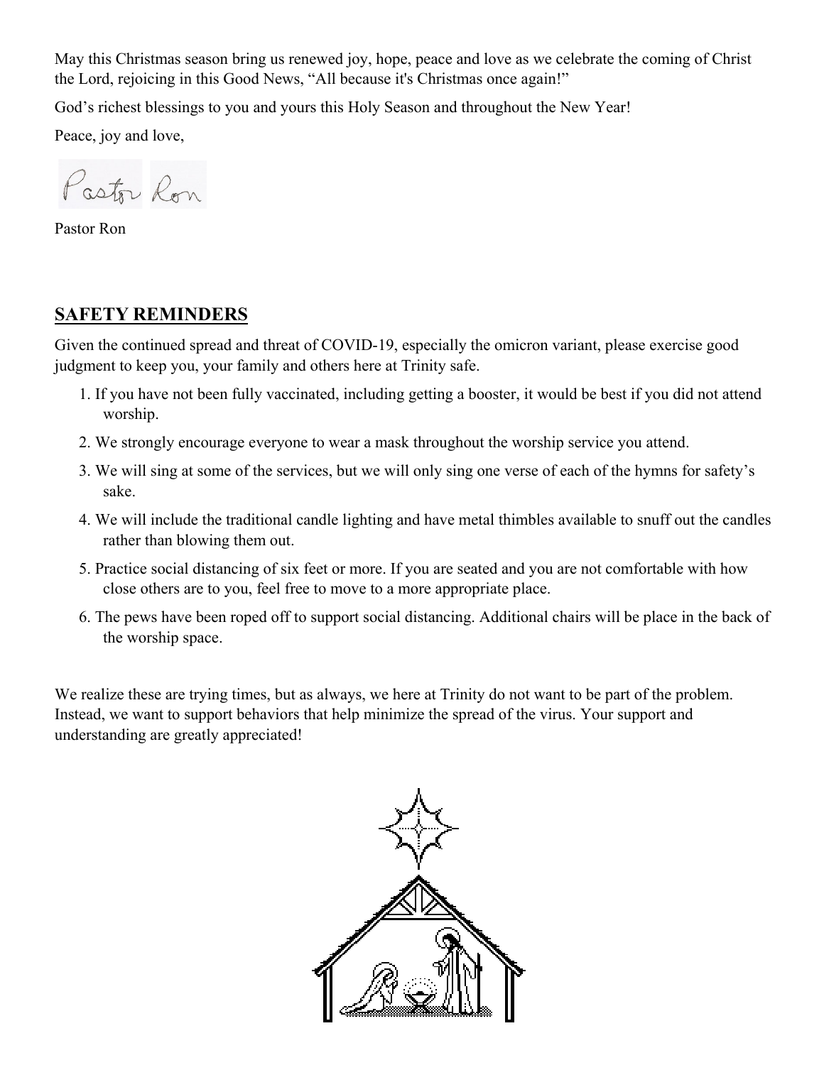May this Christmas season bring us renewed joy, hope, peace and love as we celebrate the coming of Christ the Lord, rejoicing in this Good News, "All because it's Christmas once again!"

God's richest blessings to you and yours this Holy Season and throughout the New Year!

Peace, joy and love,

Pastor Ron

Pastor Ron

## SAFETY REMINDERS

Given the continued spread and threat of COVID-19, especially the omicron variant, please exercise good judgment to keep you, your family and others here at Trinity safe.

1. If you have not been fully vaccinated, including getting a booster, it would be best if you did not attend worship.
2. We strongly encourage everyone to wear a mask throughout the worship service you attend.
3. We will sing at some of the services, but we will only sing one verse of each of the hymns for safety's sake.
4. We will include the traditional candle lighting and have metal thimbles available to snuff out the candles rather than blowing them out.
5. Practice social distancing of six feet or more. If you are seated and you are not comfortable with how close others are to you, feel free to move to a more appropriate place.
6. The pews have been roped off to support social distancing. Additional chairs will be place in the back of the worship space.

We realize these are trying times, but as always, we here at Trinity do not want to be part of the problem. Instead, we want to support behaviors that help minimize the spread of the virus. Your support and understanding are greatly appreciated!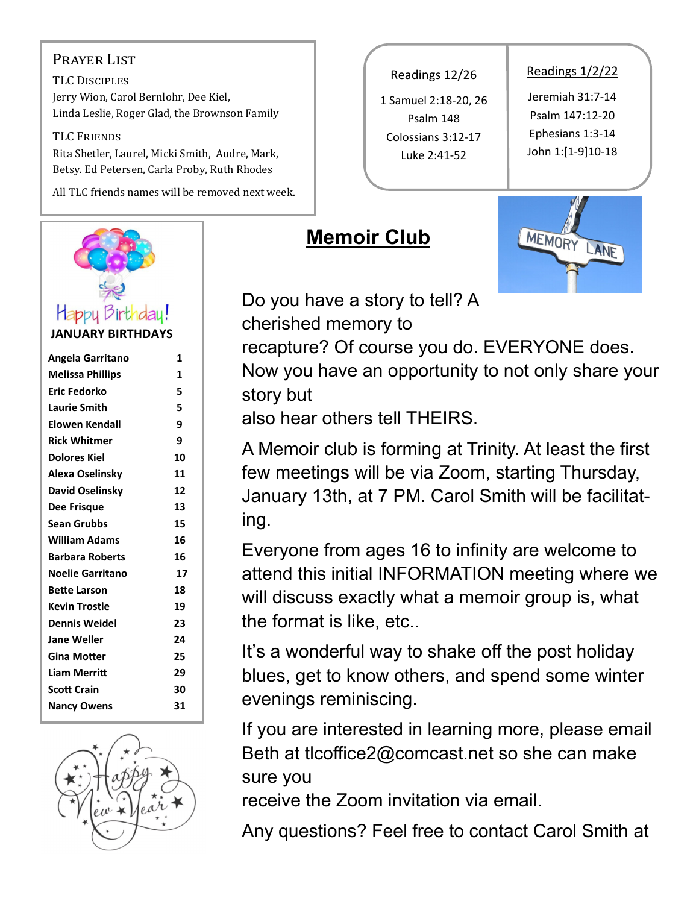## Prayer List

**TLC Disciples**

Jerry Wion, Carol Bernlohr, Dee Kiel, Linda Leslie, Roger Glad, the Brownson Family

**TLC Friends**

Rita Shetler, Laurel, Micki Smith, Audre, Mark, Betsy. Ed Petersen, Carla Proby, Ruth Rhodes

All TLC friends names will be removed next week.

**Readings 12/26**

1 Samuel 2:18-20, 26
Psalm 148
Colossians 3:12-17
Luke 2:41-52

**Readings 1/2/22**

Jeremiah 31:7-14
Psalm 147:12-20
Ephesians 1:3-14
John 1:[1-9]10-18

## Happy Birthday!

**JANUARY BIRTHDAYS**

| Name | Day |
|---|---|
| Angela Garritano | 1 |
| Melissa Phillips | 1 |
| Eric Fedorko | 5 |
| Laurie Smith | 5 |
| Elowen Kendall | 9 |
| Rick Whitmer | 9 |
| Dolores Kiel | 10 |
| Alexa Oselinsky | 11 |
| David Oselinsky | 12 |
| Dee Frisque | 13 |
| Sean Grubbs | 15 |
| William Adams | 16 |
| Barbara Roberts | 16 |
| Noelie Garritano | 17 |
| Bette Larson | 18 |
| Kevin Trostle | 19 |
| Dennis Weidel | 23 |
| Jane Weller | 24 |
| Gina Motter | 25 |
| Liam Merritt | 29 |
| Scott Crain | 30 |
| Nancy Owens | 31 |

Happy New Year

## Memoir Club

Do you have a story to tell? A cherished memory to recapture? Of course you do. EVERYONE does. Now you have an opportunity to not only share your story but also hear others tell THEIRS.

A Memoir club is forming at Trinity. At least the first few meetings will be via Zoom, starting Thursday, January 13th, at 7 PM. Carol Smith will be facilitating.

Everyone from ages 16 to infinity are welcome to attend this initial INFORMATION meeting where we will discuss exactly what a memoir group is, what the format is like, etc..

It's a wonderful way to shake off the post holiday blues, get to know others, and spend some winter evenings reminiscing.

If you are interested in learning more, please email Beth at tlcoffice2@comcast.net so she can make sure you receive the Zoom invitation via email.

Any questions? Feel free to contact Carol Smith at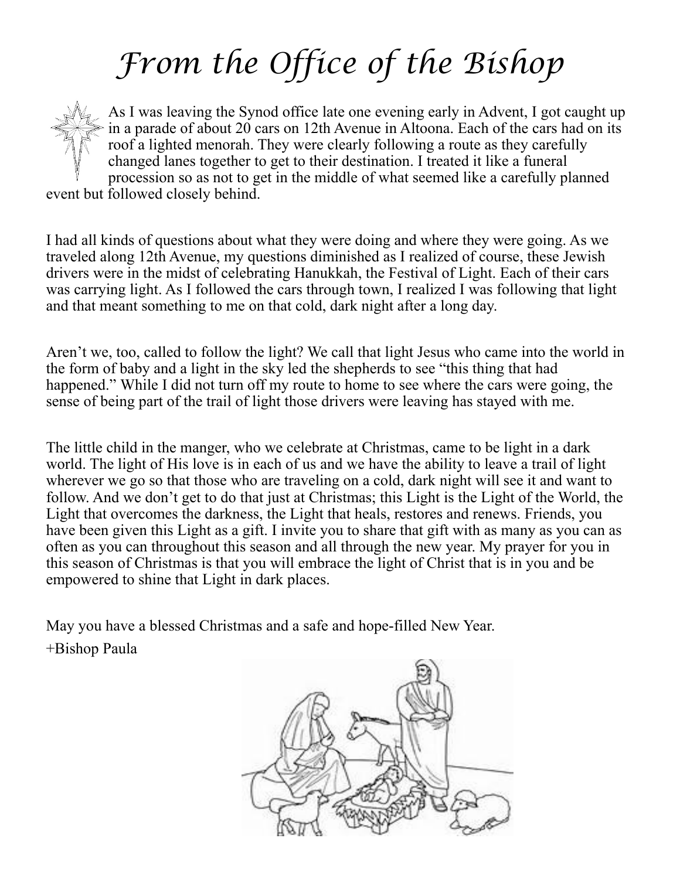# From the Office of the Bishop

As I was leaving the Synod office late one evening early in Advent, I got caught up in a parade of about 20 cars on 12th Avenue in Altoona. Each of the cars had on its roof a lighted menorah. They were clearly following a route as they carefully changed lanes together to get to their destination. I treated it like a funeral procession so as not to get in the middle of what seemed like a carefully planned event but followed closely behind.

I had all kinds of questions about what they were doing and where they were going. As we traveled along 12th Avenue, my questions diminished as I realized of course, these Jewish drivers were in the midst of celebrating Hanukkah, the Festival of Light. Each of their cars was carrying light. As I followed the cars through town, I realized I was following that light and that meant something to me on that cold, dark night after a long day.

Aren't we, too, called to follow the light? We call that light Jesus who came into the world in the form of baby and a light in the sky led the shepherds to see "this thing that had happened." While I did not turn off my route to home to see where the cars were going, the sense of being part of the trail of light those drivers were leaving has stayed with me.

The little child in the manger, who we celebrate at Christmas, came to be light in a dark world. The light of His love is in each of us and we have the ability to leave a trail of light wherever we go so that those who are traveling on a cold, dark night will see it and want to follow. And we don't get to do that just at Christmas; this Light is the Light of the World, the Light that overcomes the darkness, the Light that heals, restores and renews. Friends, you have been given this Light as a gift. I invite you to share that gift with as many as you can as often as you can throughout this season and all through the new year. My prayer for you in this season of Christmas is that you will embrace the light of Christ that is in you and be empowered to shine that Light in dark places.

May you have a blessed Christmas and a safe and hope-filled New Year.

+Bishop Paula